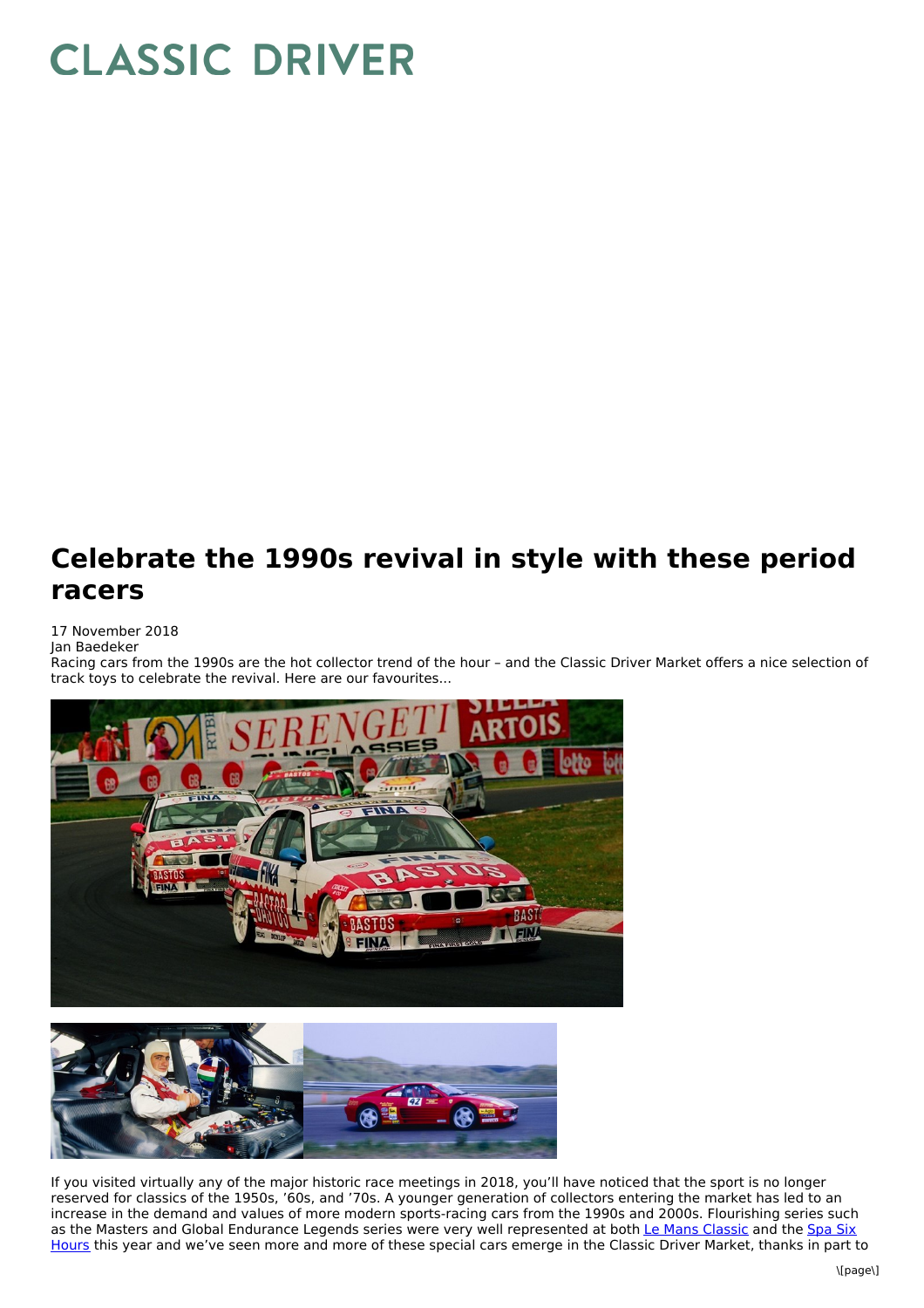# CLASSIC DRIVER

## Celebrate the 1990s revival in style with these period racers

17 November 2018
Jan Baedeker
Racing cars from the 1990s are the hot collector trend of the hour – and the Classic Driver Market offers a nice selection of track toys to celebrate the revival. Here are our favourites...

If you visited virtually any of the major historic race meetings in 2018, you'll have noticed that the sport is no longer reserved for classics of the 1950s, '60s, and '70s. A younger generation of collectors entering the market has led to an increase in the demand and values of more modern sports-racing cars from the 1990s and 2000s. Flourishing series such as the Masters and Global Endurance Legends series were very well represented at both Le Mans Classic and the Spa Six Hours this year and we've seen more and more of these special cars emerge in the Classic Driver Market, thanks in part to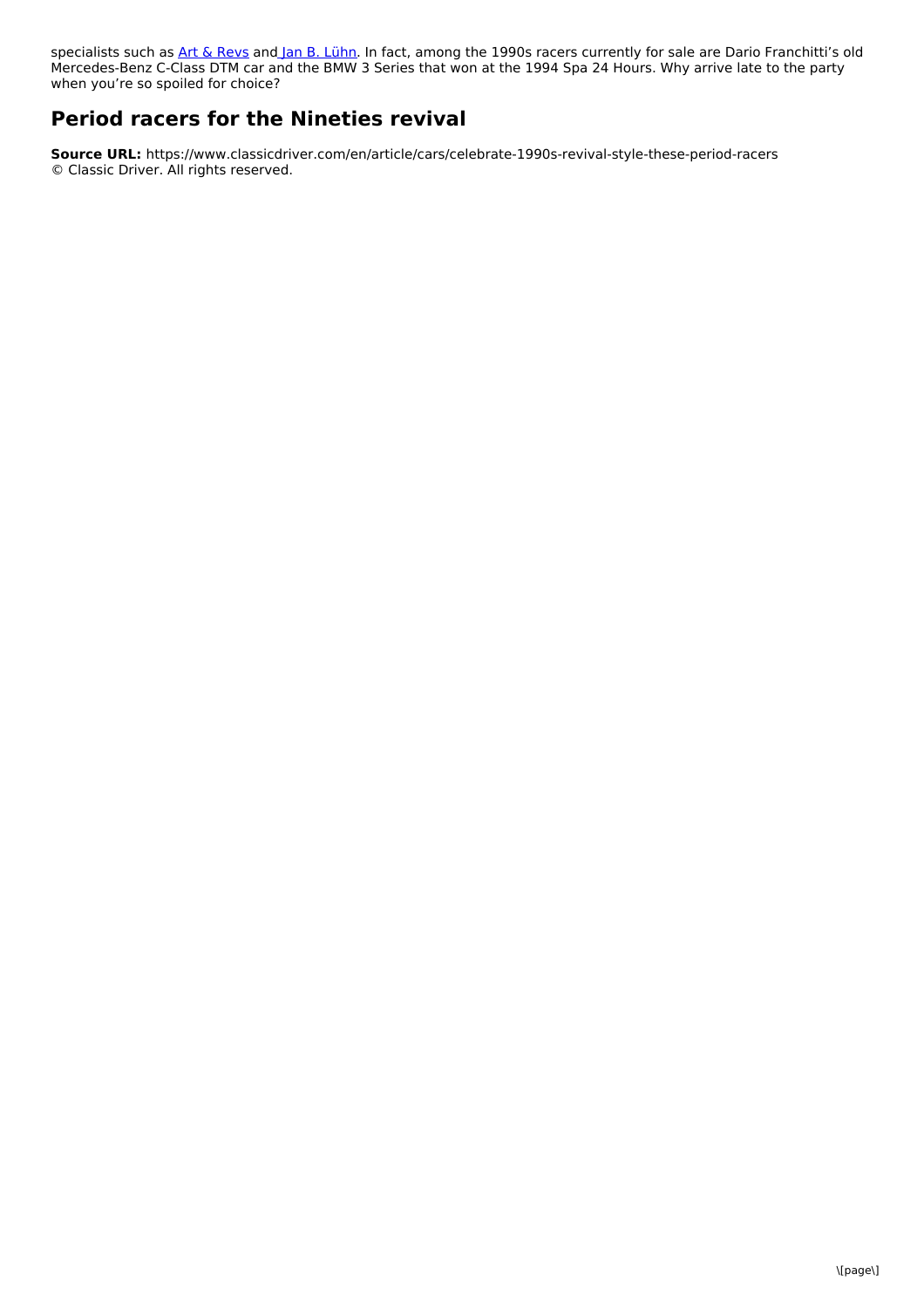specialists such as Art & Revs and Jan B. Lühn. In fact, among the 1990s racers currently for sale are Dario Franchitti's old Mercedes-Benz C-Class DTM car and the BMW 3 Series that won at the 1994 Spa 24 Hours. Why arrive late to the party when you're so spoiled for choice?

## Period racers for the Nineties revival

**Source URL:** https://www.classicdriver.com/en/article/cars/celebrate-1990s-revival-style-these-period-racers
© Classic Driver. All rights reserved.